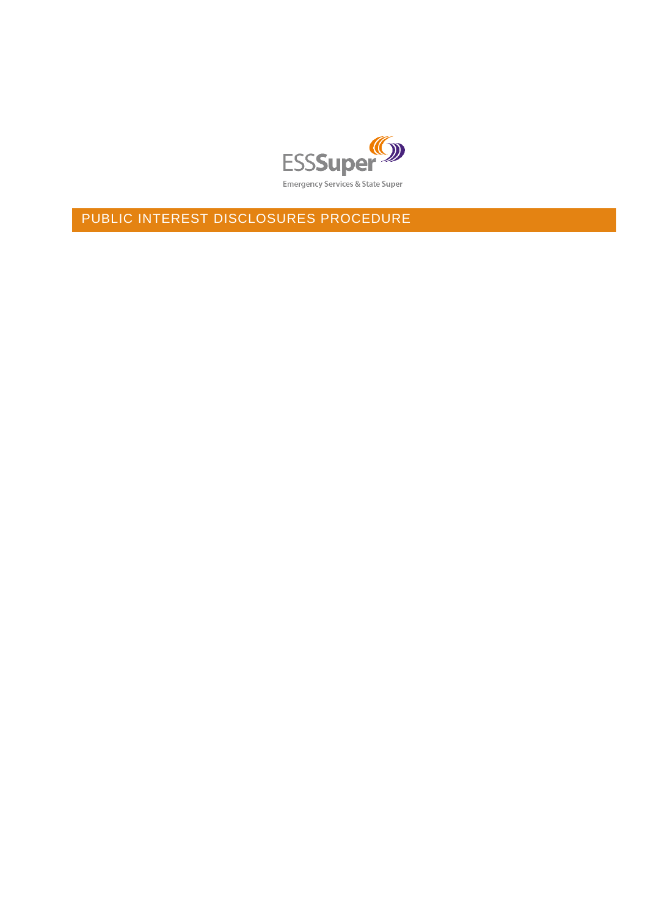ESSSuper

Emergency Services & State Super

# PUBLIC INTEREST DISCLOSURES PROCEDURE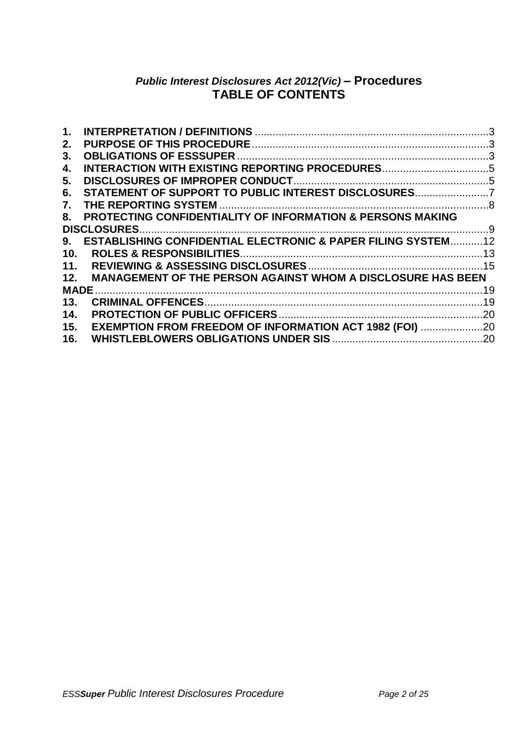## *Public Interest Disclosures Act 2012(Vic)* – Procedures
## TABLE OF CONTENTS

1. **INTERPRETATION / DEFINITIONS** ....3
2. **PURPOSE OF THIS PROCEDURE** ....3
3. **OBLIGATIONS OF ESSSUPER** ....3
4. **INTERACTION WITH EXISTING REPORTING PROCEDURES** ....5
5. **DISCLOSURES OF IMPROPER CONDUCT** ....5
6. **STATEMENT OF SUPPORT TO PUBLIC INTEREST DISCLOSURES** ....7
7. **THE REPORTING SYSTEM** ....8
8. **PROTECTING CONFIDENTIALITY OF INFORMATION & PERSONS MAKING DISCLOSURES** ....9
9. **ESTABLISHING CONFIDENTIAL ELECTRONIC & PAPER FILING SYSTEM** ....12
10. **ROLES & RESPONSIBILITIES** ....13
11. **REVIEWING & ASSESSING DISCLOSURES** ....15
12. **MANAGEMENT OF THE PERSON AGAINST WHOM A DISCLOSURE HAS BEEN MADE** ....19
13. **CRIMINAL OFFENCES** ....19
14. **PROTECTION OF PUBLIC OFFICERS** ....20
15. **EXEMPTION FROM FREEDOM OF INFORMATION ACT 1982 (FOI)** ....20
16. **WHISTLEBLOWERS OBLIGATIONS UNDER SIS** ....20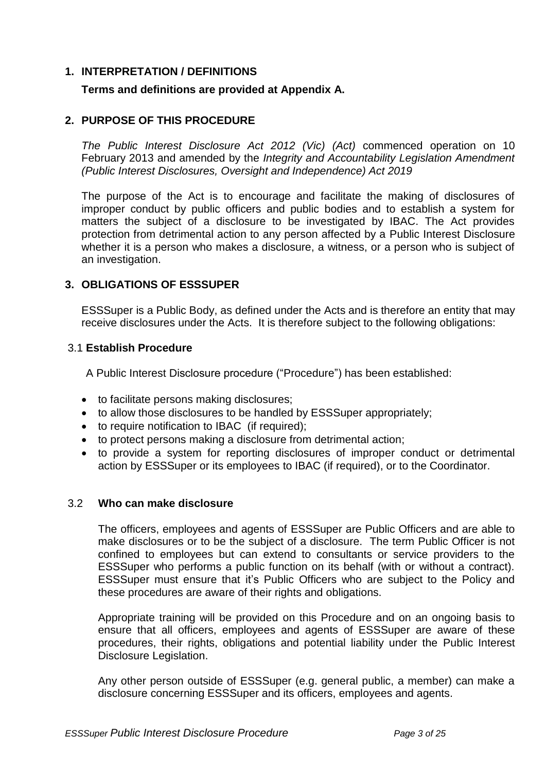## 1. INTERPRETATION / DEFINITIONS

**Terms and definitions are provided at Appendix A.**

## 2. PURPOSE OF THIS PROCEDURE

*The Public Interest Disclosure Act 2012 (Vic) (Act)* commenced operation on 10 February 2013 and amended by the *Integrity and Accountability Legislation Amendment (Public Interest Disclosures, Oversight and Independence) Act 2019*

The purpose of the Act is to encourage and facilitate the making of disclosures of improper conduct by public officers and public bodies and to establish a system for matters the subject of a disclosure to be investigated by IBAC. The Act provides protection from detrimental action to any person affected by a Public Interest Disclosure whether it is a person who makes a disclosure, a witness, or a person who is subject of an investigation.

## 3. OBLIGATIONS OF ESSSUPER

ESSSuper is a Public Body, as defined under the Acts and is therefore an entity that may receive disclosures under the Acts. It is therefore subject to the following obligations:

### 3.1 Establish Procedure

A Public Interest Disclosure procedure ("Procedure") has been established:

- to facilitate persons making disclosures;
- to allow those disclosures to be handled by ESSSuper appropriately;
- to require notification to IBAC (if required);
- to protect persons making a disclosure from detrimental action;
- to provide a system for reporting disclosures of improper conduct or detrimental action by ESSSuper or its employees to IBAC (if required), or to the Coordinator.

### 3.2 Who can make disclosure

The officers, employees and agents of ESSSuper are Public Officers and are able to make disclosures or to be the subject of a disclosure. The term Public Officer is not confined to employees but can extend to consultants or service providers to the ESSSuper who performs a public function on its behalf (with or without a contract). ESSSuper must ensure that it's Public Officers who are subject to the Policy and these procedures are aware of their rights and obligations.

Appropriate training will be provided on this Procedure and on an ongoing basis to ensure that all officers, employees and agents of ESSSuper are aware of these procedures, their rights, obligations and potential liability under the Public Interest Disclosure Legislation.

Any other person outside of ESSSuper (e.g. general public, a member) can make a disclosure concerning ESSSuper and its officers, employees and agents.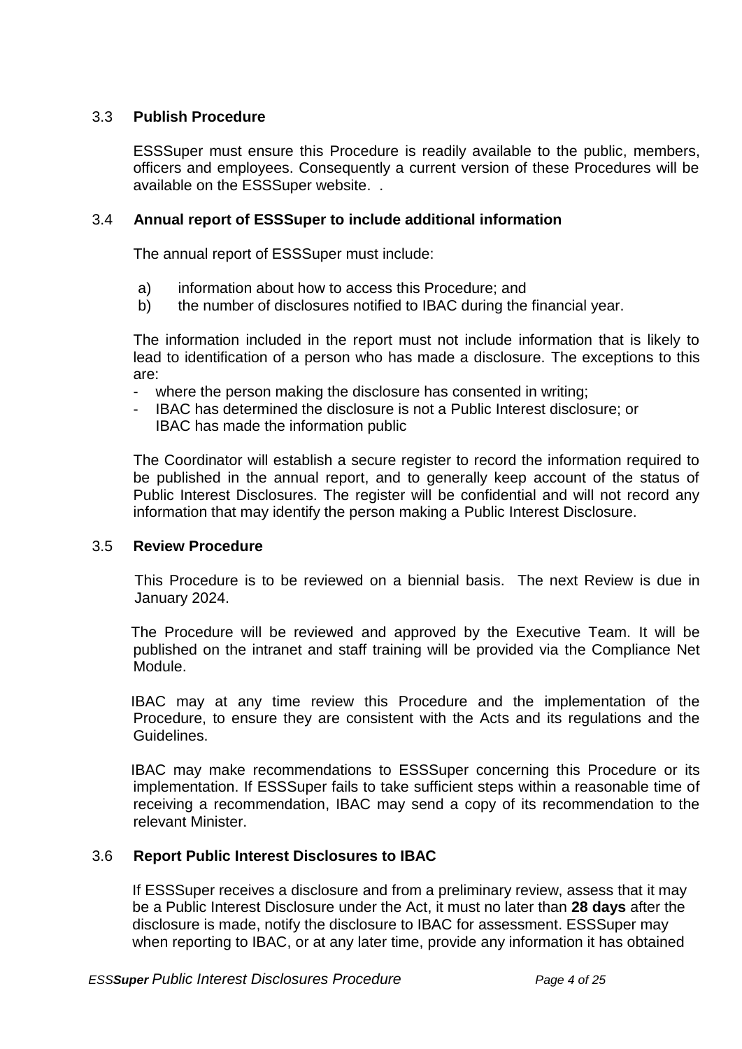### 3.3 Publish Procedure

ESSSuper must ensure this Procedure is readily available to the public, members, officers and employees. Consequently a current version of these Procedures will be available on the ESSSuper website. .

### 3.4 Annual report of ESSSuper to include additional information

The annual report of ESSSuper must include:

a) information about how to access this Procedure; and
b) the number of disclosures notified to IBAC during the financial year.

The information included in the report must not include information that is likely to lead to identification of a person who has made a disclosure. The exceptions to this are:

- where the person making the disclosure has consented in writing;
- IBAC has determined the disclosure is not a Public Interest disclosure; or
  IBAC has made the information public

The Coordinator will establish a secure register to record the information required to be published in the annual report, and to generally keep account of the status of Public Interest Disclosures. The register will be confidential and will not record any information that may identify the person making a Public Interest Disclosure.

### 3.5 Review Procedure

This Procedure is to be reviewed on a biennial basis. The next Review is due in January 2024.

The Procedure will be reviewed and approved by the Executive Team. It will be published on the intranet and staff training will be provided via the Compliance Net Module.

IBAC may at any time review this Procedure and the implementation of the Procedure, to ensure they are consistent with the Acts and its regulations and the Guidelines.

IBAC may make recommendations to ESSSuper concerning this Procedure or its implementation. If ESSSuper fails to take sufficient steps within a reasonable time of receiving a recommendation, IBAC may send a copy of its recommendation to the relevant Minister.

### 3.6 Report Public Interest Disclosures to IBAC

If ESSSuper receives a disclosure and from a preliminary review, assess that it may be a Public Interest Disclosure under the Act, it must no later than **28 days** after the disclosure is made, notify the disclosure to IBAC for assessment. ESSSuper may when reporting to IBAC, or at any later time, provide any information it has obtained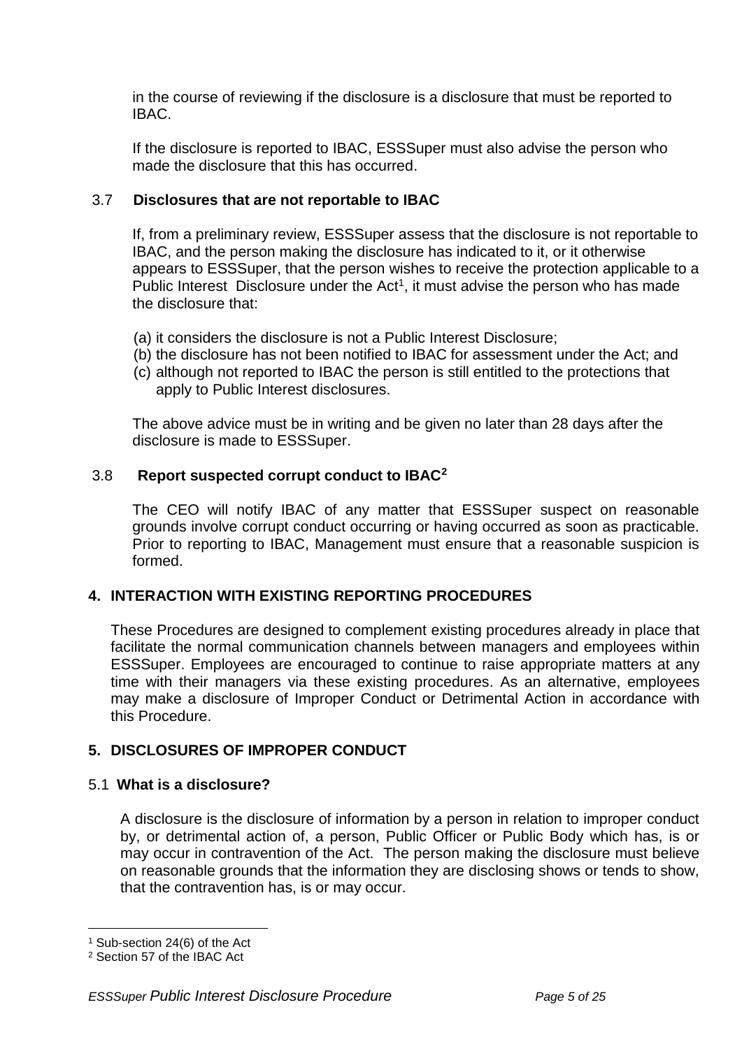in the course of reviewing if the disclosure is a disclosure that must be reported to IBAC.

If the disclosure is reported to IBAC, ESSSuper must also advise the person who made the disclosure that this has occurred.

### 3.7 Disclosures that are not reportable to IBAC

If, from a preliminary review, ESSSuper assess that the disclosure is not reportable to IBAC, and the person making the disclosure has indicated to it, or it otherwise appears to ESSSuper, that the person wishes to receive the protection applicable to a Public Interest Disclosure under the Act[1], it must advise the person who has made the disclosure that:

(a) it considers the disclosure is not a Public Interest Disclosure;
(b) the disclosure has not been notified to IBAC for assessment under the Act; and
(c) although not reported to IBAC the person is still entitled to the protections that apply to Public Interest disclosures.

The above advice must be in writing and be given no later than 28 days after the disclosure is made to ESSSuper.

### 3.8 Report suspected corrupt conduct to IBAC[2]

The CEO will notify IBAC of any matter that ESSSuper suspect on reasonable grounds involve corrupt conduct occurring or having occurred as soon as practicable. Prior to reporting to IBAC, Management must ensure that a reasonable suspicion is formed.

## 4. INTERACTION WITH EXISTING REPORTING PROCEDURES

These Procedures are designed to complement existing procedures already in place that facilitate the normal communication channels between managers and employees within ESSSuper. Employees are encouraged to continue to raise appropriate matters at any time with their managers via these existing procedures. As an alternative, employees may make a disclosure of Improper Conduct or Detrimental Action in accordance with this Procedure.

## 5. DISCLOSURES OF IMPROPER CONDUCT

### 5.1 What is a disclosure?

A disclosure is the disclosure of information by a person in relation to improper conduct by, or detrimental action of, a person, Public Officer or Public Body which has, is or may occur in contravention of the Act. The person making the disclosure must believe on reasonable grounds that the information they are disclosing shows or tends to show, that the contravention has, is or may occur.

---

[1] Sub-section 24(6) of the Act
[2] Section 57 of the IBAC Act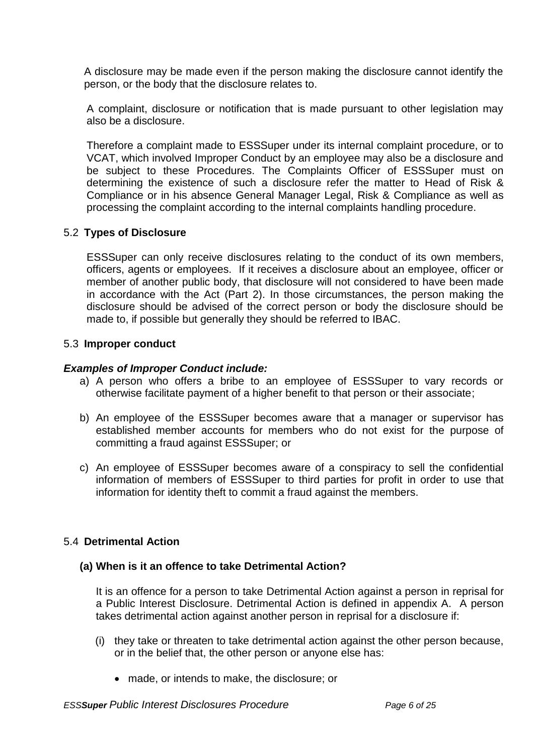A disclosure may be made even if the person making the disclosure cannot identify the person, or the body that the disclosure relates to.

A complaint, disclosure or notification that is made pursuant to other legislation may also be a disclosure.

Therefore a complaint made to ESSSuper under its internal complaint procedure, or to VCAT, which involved Improper Conduct by an employee may also be a disclosure and be subject to these Procedures. The Complaints Officer of ESSSuper must on determining the existence of such a disclosure refer the matter to Head of Risk & Compliance or in his absence General Manager Legal, Risk & Compliance as well as processing the complaint according to the internal complaints handling procedure.

### 5.2 Types of Disclosure

ESSSuper can only receive disclosures relating to the conduct of its own members, officers, agents or employees. If it receives a disclosure about an employee, officer or member of another public body, that disclosure will not considered to have been made in accordance with the Act (Part 2). In those circumstances, the person making the disclosure should be advised of the correct person or body the disclosure should be made to, if possible but generally they should be referred to IBAC.

### 5.3 Improper conduct

***Examples of Improper Conduct include:***

a) A person who offers a bribe to an employee of ESSSuper to vary records or otherwise facilitate payment of a higher benefit to that person or their associate;

b) An employee of the ESSSuper becomes aware that a manager or supervisor has established member accounts for members who do not exist for the purpose of committing a fraud against ESSSuper; or

c) An employee of ESSSuper becomes aware of a conspiracy to sell the confidential information of members of ESSSuper to third parties for profit in order to use that information for identity theft to commit a fraud against the members.

### 5.4 Detrimental Action

#### (a) When is it an offence to take Detrimental Action?

It is an offence for a person to take Detrimental Action against a person in reprisal for a Public Interest Disclosure. Detrimental Action is defined in appendix A. A person takes detrimental action against another person in reprisal for a disclosure if:

(i) they take or threaten to take detrimental action against the other person because, or in the belief that, the other person or anyone else has:

- made, or intends to make, the disclosure; or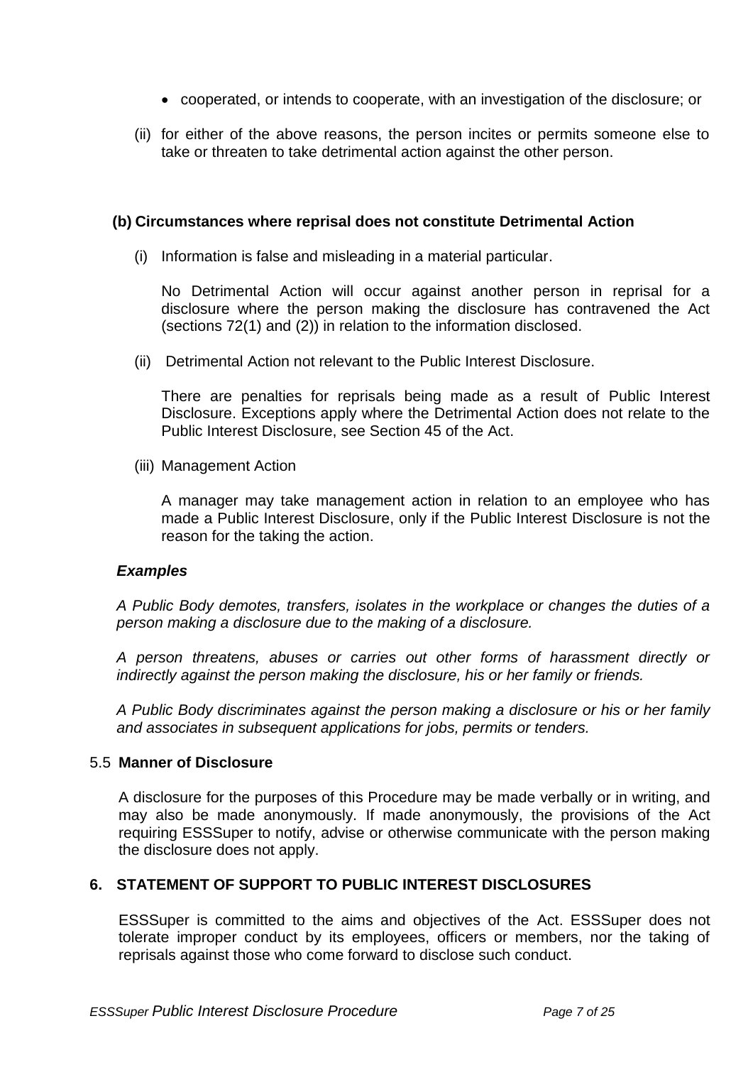- cooperated, or intends to cooperate, with an investigation of the disclosure; or

(ii) for either of the above reasons, the person incites or permits someone else to take or threaten to take detrimental action against the other person.

**(b) Circumstances where reprisal does not constitute Detrimental Action**

(i) Information is false and misleading in a material particular.

No Detrimental Action will occur against another person in reprisal for a disclosure where the person making the disclosure has contravened the Act (sections 72(1) and (2)) in relation to the information disclosed.

(ii) Detrimental Action not relevant to the Public Interest Disclosure.

There are penalties for reprisals being made as a result of Public Interest Disclosure. Exceptions apply where the Detrimental Action does not relate to the Public Interest Disclosure, see Section 45 of the Act.

(iii) Management Action

A manager may take management action in relation to an employee who has made a Public Interest Disclosure, only if the Public Interest Disclosure is not the reason for the taking the action.

***Examples***

*A Public Body demotes, transfers, isolates in the workplace or changes the duties of a person making a disclosure due to the making of a disclosure.*

*A person threatens, abuses or carries out other forms of harassment directly or indirectly against the person making the disclosure, his or her family or friends.*

*A Public Body discriminates against the person making a disclosure or his or her family and associates in subsequent applications for jobs, permits or tenders.*

### 5.5 **Manner of Disclosure**

A disclosure for the purposes of this Procedure may be made verbally or in writing, and may also be made anonymously. If made anonymously, the provisions of the Act requiring ESSSuper to notify, advise or otherwise communicate with the person making the disclosure does not apply.

## 6. STATEMENT OF SUPPORT TO PUBLIC INTEREST DISCLOSURES

ESSSuper is committed to the aims and objectives of the Act. ESSSuper does not tolerate improper conduct by its employees, officers or members, nor the taking of reprisals against those who come forward to disclose such conduct.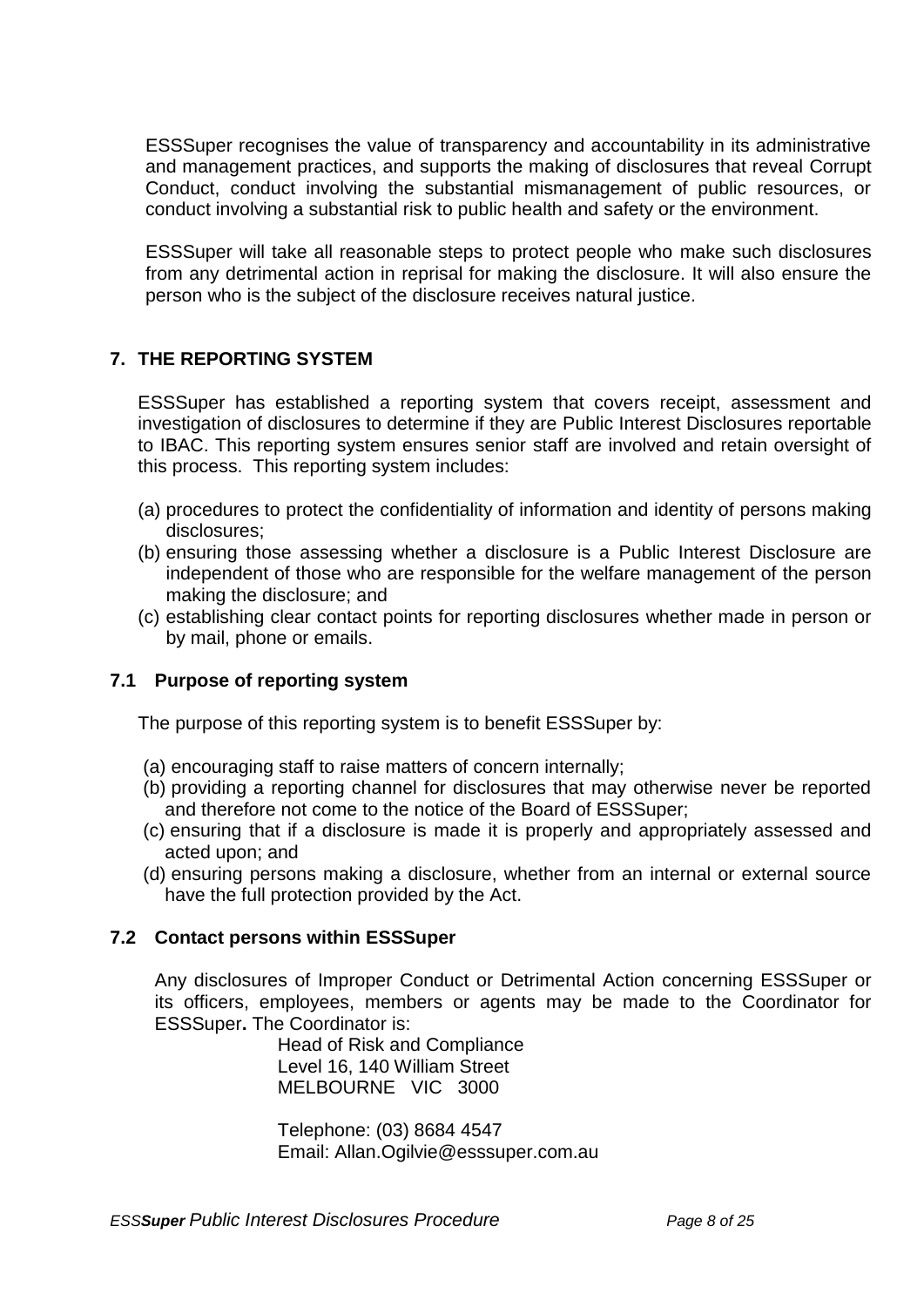ESSSuper recognises the value of transparency and accountability in its administrative and management practices, and supports the making of disclosures that reveal Corrupt Conduct, conduct involving the substantial mismanagement of public resources, or conduct involving a substantial risk to public health and safety or the environment.

ESSSuper will take all reasonable steps to protect people who make such disclosures from any detrimental action in reprisal for making the disclosure. It will also ensure the person who is the subject of the disclosure receives natural justice.

## 7. THE REPORTING SYSTEM

ESSSuper has established a reporting system that covers receipt, assessment and investigation of disclosures to determine if they are Public Interest Disclosures reportable to IBAC. This reporting system ensures senior staff are involved and retain oversight of this process. This reporting system includes:

(a) procedures to protect the confidentiality of information and identity of persons making disclosures;
(b) ensuring those assessing whether a disclosure is a Public Interest Disclosure are independent of those who are responsible for the welfare management of the person making the disclosure; and
(c) establishing clear contact points for reporting disclosures whether made in person or by mail, phone or emails.

### 7.1 Purpose of reporting system

The purpose of this reporting system is to benefit ESSSuper by:

(a) encouraging staff to raise matters of concern internally;
(b) providing a reporting channel for disclosures that may otherwise never be reported and therefore not come to the notice of the Board of ESSSuper;
(c) ensuring that if a disclosure is made it is properly and appropriately assessed and acted upon; and
(d) ensuring persons making a disclosure, whether from an internal or external source have the full protection provided by the Act.

### 7.2 Contact persons within ESSSuper

Any disclosures of Improper Conduct or Detrimental Action concerning ESSSuper or its officers, employees, members or agents may be made to the Coordinator for ESSSuper**.** The Coordinator is:

Head of Risk and Compliance
Level 16, 140 William Street
MELBOURNE VIC 3000

Telephone: (03) 8684 4547
Email: Allan.Ogilvie@esssuper.com.au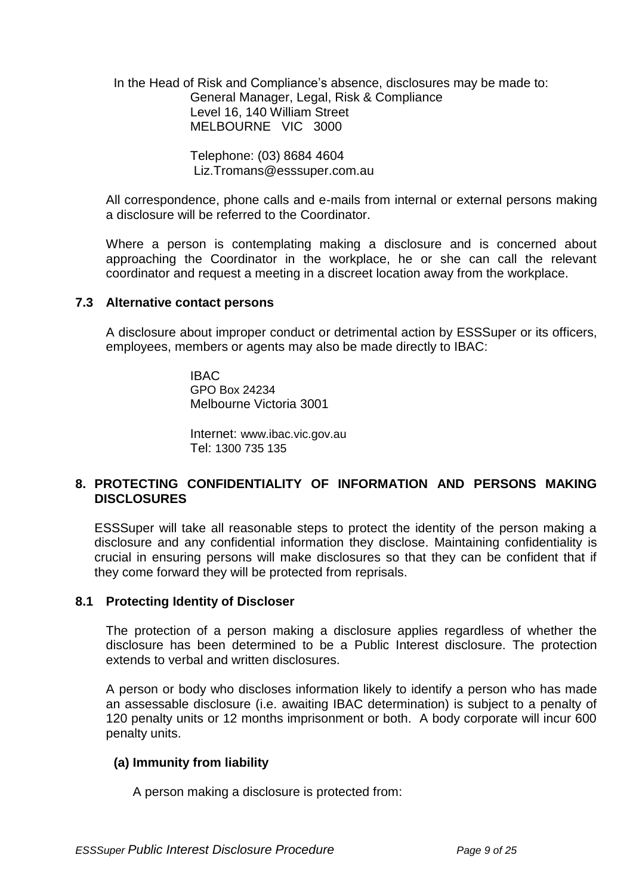In the Head of Risk and Compliance's absence, disclosures may be made to:

General Manager, Legal, Risk & Compliance
Level 16, 140 William Street
MELBOURNE VIC 3000

Telephone: (03) 8684 4604
Liz.Tromans@esssuper.com.au

All correspondence, phone calls and e-mails from internal or external persons making a disclosure will be referred to the Coordinator.

Where a person is contemplating making a disclosure and is concerned about approaching the Coordinator in the workplace, he or she can call the relevant coordinator and request a meeting in a discreet location away from the workplace.

### 7.3 Alternative contact persons

A disclosure about improper conduct or detrimental action by ESSSuper or its officers, employees, members or agents may also be made directly to IBAC:

IBAC
GPO Box 24234
Melbourne Victoria 3001

Internet: www.ibac.vic.gov.au
Tel: 1300 735 135

## 8. PROTECTING CONFIDENTIALITY OF INFORMATION AND PERSONS MAKING DISCLOSURES

ESSSuper will take all reasonable steps to protect the identity of the person making a disclosure and any confidential information they disclose. Maintaining confidentiality is crucial in ensuring persons will make disclosures so that they can be confident that if they come forward they will be protected from reprisals.

### 8.1 Protecting Identity of Discloser

The protection of a person making a disclosure applies regardless of whether the disclosure has been determined to be a Public Interest disclosure. The protection extends to verbal and written disclosures.

A person or body who discloses information likely to identify a person who has made an assessable disclosure (i.e. awaiting IBAC determination) is subject to a penalty of 120 penalty units or 12 months imprisonment or both. A body corporate will incur 600 penalty units.

**(a) Immunity from liability**

A person making a disclosure is protected from: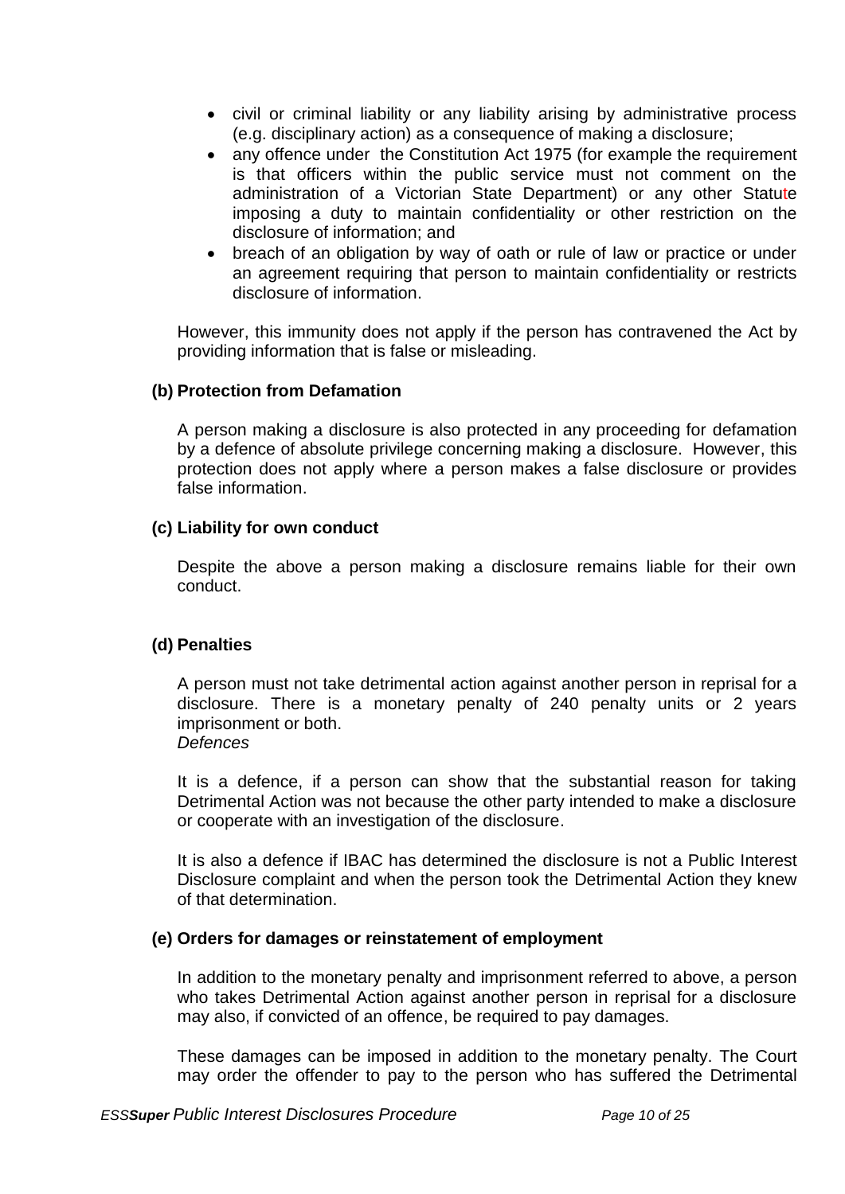- civil or criminal liability or any liability arising by administrative process (e.g. disciplinary action) as a consequence of making a disclosure;
- any offence under the Constitution Act 1975 (for example the requirement is that officers within the public service must not comment on the administration of a Victorian State Department) or any other Statute imposing a duty to maintain confidentiality or other restriction on the disclosure of information; and
- breach of an obligation by way of oath or rule of law or practice or under an agreement requiring that person to maintain confidentiality or restricts disclosure of information.

However, this immunity does not apply if the person has contravened the Act by providing information that is false or misleading.

**(b) Protection from Defamation**

A person making a disclosure is also protected in any proceeding for defamation by a defence of absolute privilege concerning making a disclosure. However, this protection does not apply where a person makes a false disclosure or provides false information.

**(c) Liability for own conduct**

Despite the above a person making a disclosure remains liable for their own conduct.

**(d) Penalties**

A person must not take detrimental action against another person in reprisal for a disclosure. There is a monetary penalty of 240 penalty units or 2 years imprisonment or both.

*Defences*

It is a defence, if a person can show that the substantial reason for taking Detrimental Action was not because the other party intended to make a disclosure or cooperate with an investigation of the disclosure.

It is also a defence if IBAC has determined the disclosure is not a Public Interest Disclosure complaint and when the person took the Detrimental Action they knew of that determination.

**(e) Orders for damages or reinstatement of employment**

In addition to the monetary penalty and imprisonment referred to above, a person who takes Detrimental Action against another person in reprisal for a disclosure may also, if convicted of an offence, be required to pay damages.

These damages can be imposed in addition to the monetary penalty. The Court may order the offender to pay to the person who has suffered the Detrimental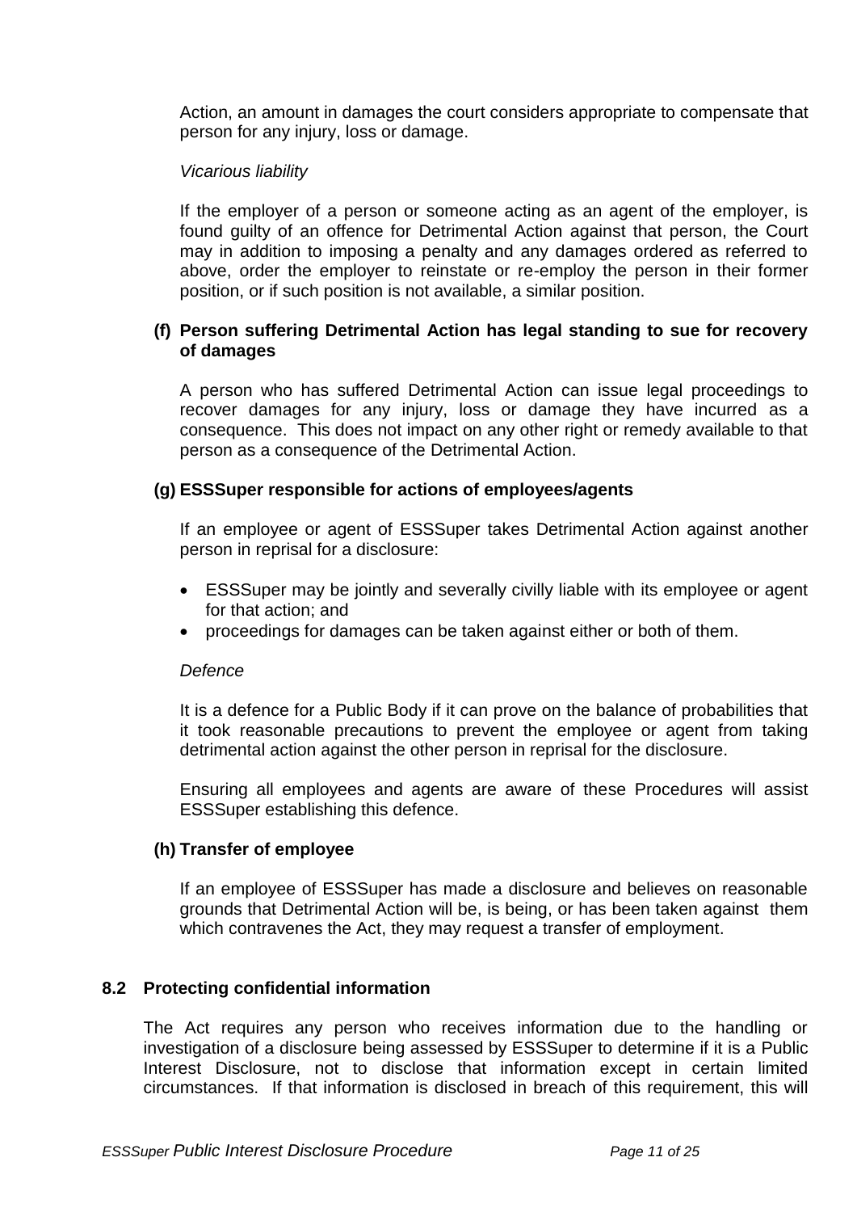Action, an amount in damages the court considers appropriate to compensate that person for any injury, loss or damage.

*Vicarious liability*

If the employer of a person or someone acting as an agent of the employer, is found guilty of an offence for Detrimental Action against that person, the Court may in addition to imposing a penalty and any damages ordered as referred to above, order the employer to reinstate or re-employ the person in their former position, or if such position is not available, a similar position.

**(f) Person suffering Detrimental Action has legal standing to sue for recovery of damages**

A person who has suffered Detrimental Action can issue legal proceedings to recover damages for any injury, loss or damage they have incurred as a consequence. This does not impact on any other right or remedy available to that person as a consequence of the Detrimental Action.

**(g) ESSSuper responsible for actions of employees/agents**

If an employee or agent of ESSSuper takes Detrimental Action against another person in reprisal for a disclosure:

- ESSSuper may be jointly and severally civilly liable with its employee or agent for that action; and
- proceedings for damages can be taken against either or both of them.

*Defence*

It is a defence for a Public Body if it can prove on the balance of probabilities that it took reasonable precautions to prevent the employee or agent from taking detrimental action against the other person in reprisal for the disclosure.

Ensuring all employees and agents are aware of these Procedures will assist ESSSuper establishing this defence.

**(h) Transfer of employee**

If an employee of ESSSuper has made a disclosure and believes on reasonable grounds that Detrimental Action will be, is being, or has been taken against them which contravenes the Act, they may request a transfer of employment.

### 8.2 Protecting confidential information

The Act requires any person who receives information due to the handling or investigation of a disclosure being assessed by ESSSuper to determine if it is a Public Interest Disclosure, not to disclose that information except in certain limited circumstances. If that information is disclosed in breach of this requirement, this will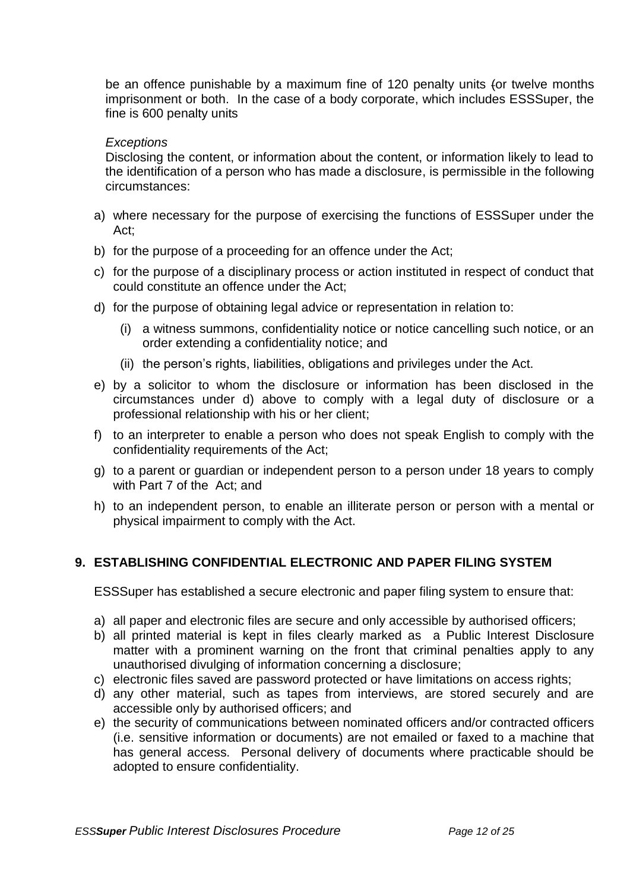be an offence punishable by a maximum fine of 120 penalty units (or twelve months imprisonment or both. In the case of a body corporate, which includes ESSSuper, the fine is 600 penalty units

*Exceptions*

Disclosing the content, or information about the content, or information likely to lead to the identification of a person who has made a disclosure, is permissible in the following circumstances:

a) where necessary for the purpose of exercising the functions of ESSSuper under the Act;
b) for the purpose of a proceeding for an offence under the Act;
c) for the purpose of a disciplinary process or action instituted in respect of conduct that could constitute an offence under the Act;
d) for the purpose of obtaining legal advice or representation in relation to:
   (i) a witness summons, confidentiality notice or notice cancelling such notice, or an order extending a confidentiality notice; and
   (ii) the person's rights, liabilities, obligations and privileges under the Act.
e) by a solicitor to whom the disclosure or information has been disclosed in the circumstances under d) above to comply with a legal duty of disclosure or a professional relationship with his or her client;
f) to an interpreter to enable a person who does not speak English to comply with the confidentiality requirements of the Act;
g) to a parent or guardian or independent person to a person under 18 years to comply with Part 7 of the Act; and
h) to an independent person, to enable an illiterate person or person with a mental or physical impairment to comply with the Act.

## 9. ESTABLISHING CONFIDENTIAL ELECTRONIC AND PAPER FILING SYSTEM

ESSSuper has established a secure electronic and paper filing system to ensure that:

a) all paper and electronic files are secure and only accessible by authorised officers;
b) all printed material is kept in files clearly marked as a Public Interest Disclosure matter with a prominent warning on the front that criminal penalties apply to any unauthorised divulging of information concerning a disclosure;
c) electronic files saved are password protected or have limitations on access rights;
d) any other material, such as tapes from interviews, are stored securely and are accessible only by authorised officers; and
e) the security of communications between nominated officers and/or contracted officers (i.e. sensitive information or documents) are not emailed or faxed to a machine that has general access. Personal delivery of documents where practicable should be adopted to ensure confidentiality.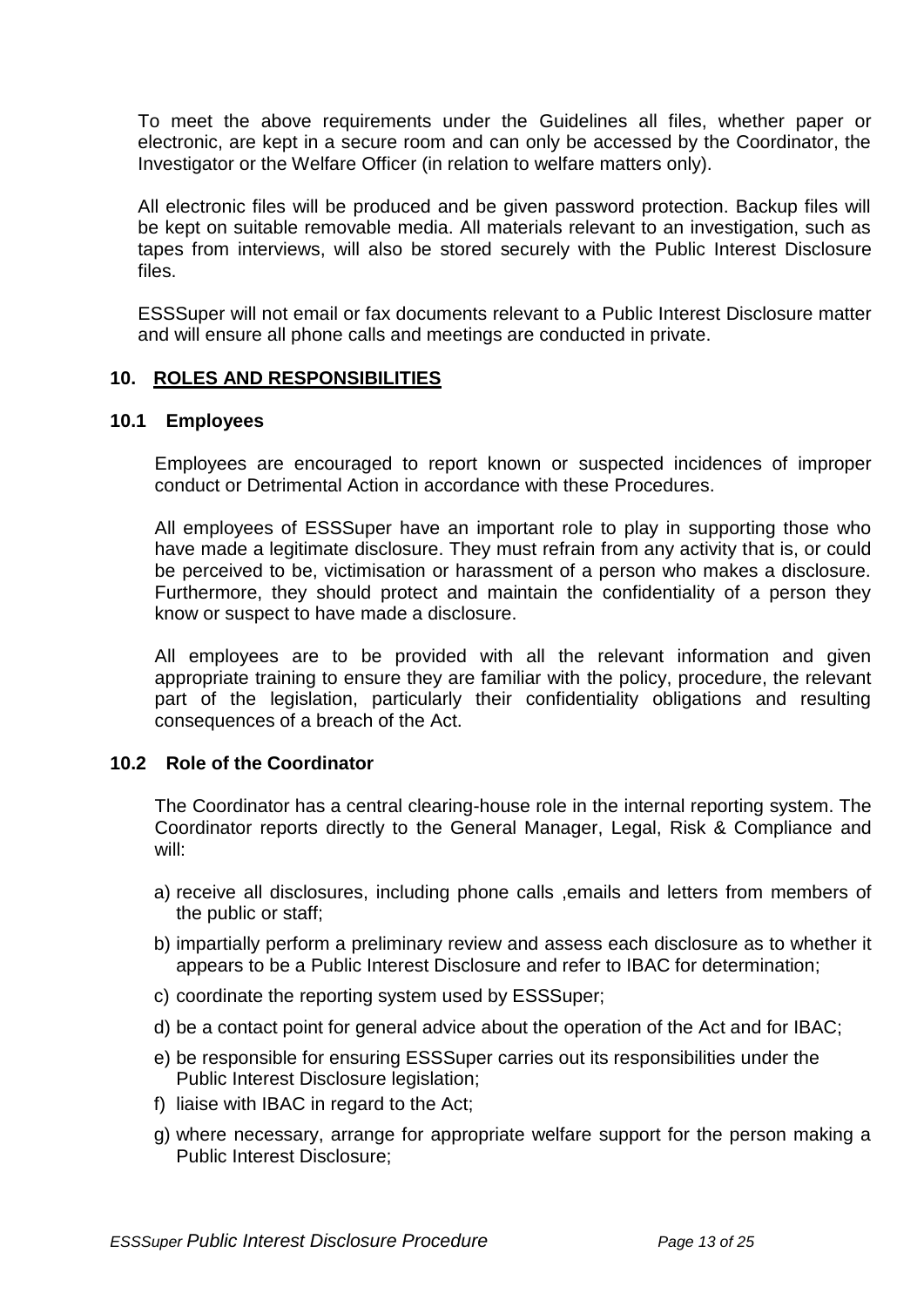To meet the above requirements under the Guidelines all files, whether paper or electronic, are kept in a secure room and can only be accessed by the Coordinator, the Investigator or the Welfare Officer (in relation to welfare matters only).

All electronic files will be produced and be given password protection. Backup files will be kept on suitable removable media. All materials relevant to an investigation, such as tapes from interviews, will also be stored securely with the Public Interest Disclosure files.

ESSSuper will not email or fax documents relevant to a Public Interest Disclosure matter and will ensure all phone calls and meetings are conducted in private.

## 10. ROLES AND RESPONSIBILITIES

### 10.1 Employees

Employees are encouraged to report known or suspected incidences of improper conduct or Detrimental Action in accordance with these Procedures.

All employees of ESSSuper have an important role to play in supporting those who have made a legitimate disclosure. They must refrain from any activity that is, or could be perceived to be, victimisation or harassment of a person who makes a disclosure. Furthermore, they should protect and maintain the confidentiality of a person they know or suspect to have made a disclosure.

All employees are to be provided with all the relevant information and given appropriate training to ensure they are familiar with the policy, procedure, the relevant part of the legislation, particularly their confidentiality obligations and resulting consequences of a breach of the Act.

### 10.2 Role of the Coordinator

The Coordinator has a central clearing-house role in the internal reporting system. The Coordinator reports directly to the General Manager, Legal, Risk & Compliance and will:

a) receive all disclosures, including phone calls ,emails and letters from members of the public or staff;

b) impartially perform a preliminary review and assess each disclosure as to whether it appears to be a Public Interest Disclosure and refer to IBAC for determination;

c) coordinate the reporting system used by ESSSuper;

d) be a contact point for general advice about the operation of the Act and for IBAC;

e) be responsible for ensuring ESSSuper carries out its responsibilities under the Public Interest Disclosure legislation;

f) liaise with IBAC in regard to the Act;

g) where necessary, arrange for appropriate welfare support for the person making a Public Interest Disclosure;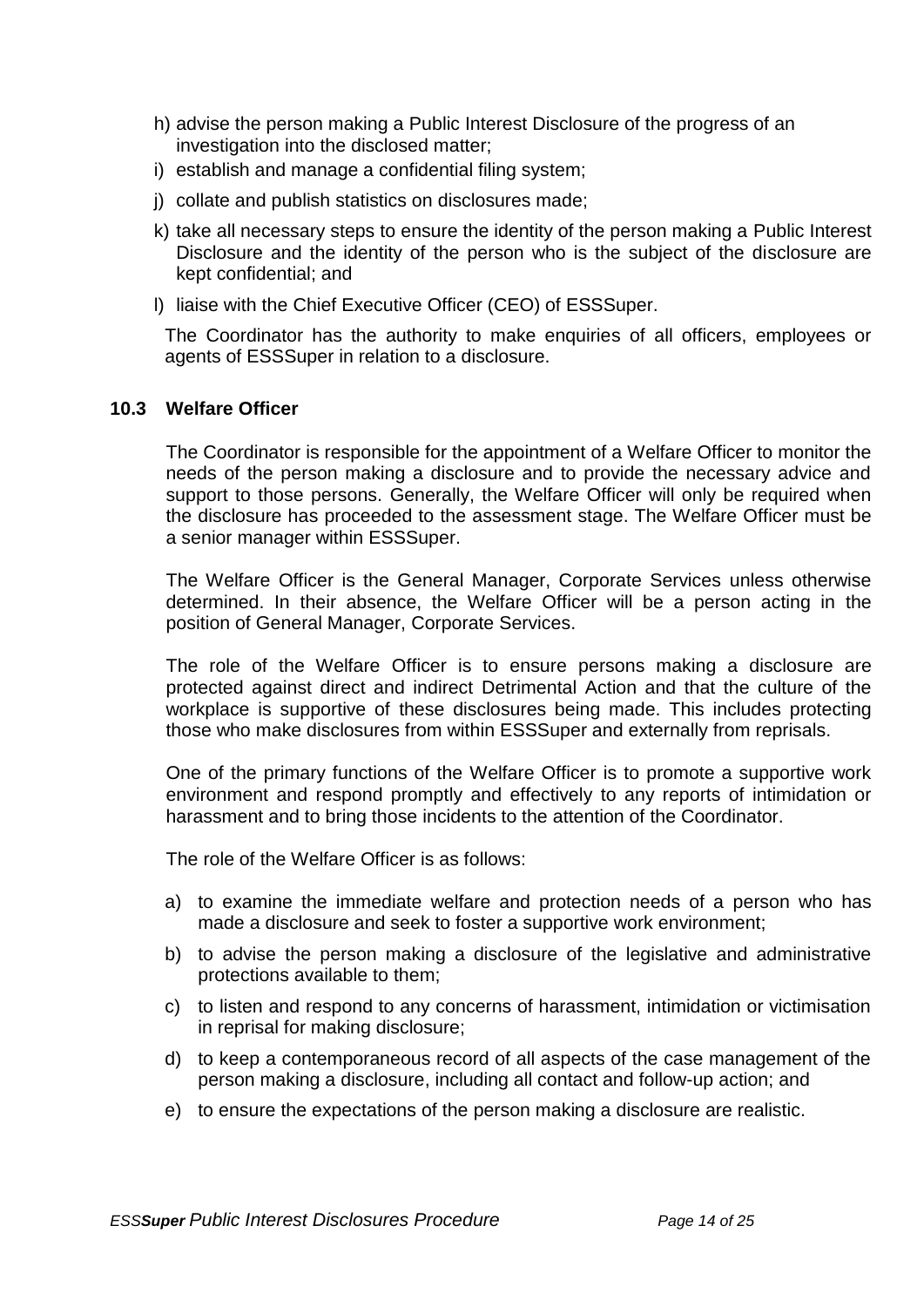h) advise the person making a Public Interest Disclosure of the progress of an investigation into the disclosed matter;

i) establish and manage a confidential filing system;

j) collate and publish statistics on disclosures made;

k) take all necessary steps to ensure the identity of the person making a Public Interest Disclosure and the identity of the person who is the subject of the disclosure are kept confidential; and

l) liaise with the Chief Executive Officer (CEO) of ESSSuper.

The Coordinator has the authority to make enquiries of all officers, employees or agents of ESSSuper in relation to a disclosure.

### 10.3 Welfare Officer

The Coordinator is responsible for the appointment of a Welfare Officer to monitor the needs of the person making a disclosure and to provide the necessary advice and support to those persons. Generally, the Welfare Officer will only be required when the disclosure has proceeded to the assessment stage. The Welfare Officer must be a senior manager within ESSSuper.

The Welfare Officer is the General Manager, Corporate Services unless otherwise determined. In their absence, the Welfare Officer will be a person acting in the position of General Manager, Corporate Services.

The role of the Welfare Officer is to ensure persons making a disclosure are protected against direct and indirect Detrimental Action and that the culture of the workplace is supportive of these disclosures being made. This includes protecting those who make disclosures from within ESSSuper and externally from reprisals.

One of the primary functions of the Welfare Officer is to promote a supportive work environment and respond promptly and effectively to any reports of intimidation or harassment and to bring those incidents to the attention of the Coordinator.

The role of the Welfare Officer is as follows:

a) to examine the immediate welfare and protection needs of a person who has made a disclosure and seek to foster a supportive work environment;

b) to advise the person making a disclosure of the legislative and administrative protections available to them;

c) to listen and respond to any concerns of harassment, intimidation or victimisation in reprisal for making disclosure;

d) to keep a contemporaneous record of all aspects of the case management of the person making a disclosure, including all contact and follow-up action; and

e) to ensure the expectations of the person making a disclosure are realistic.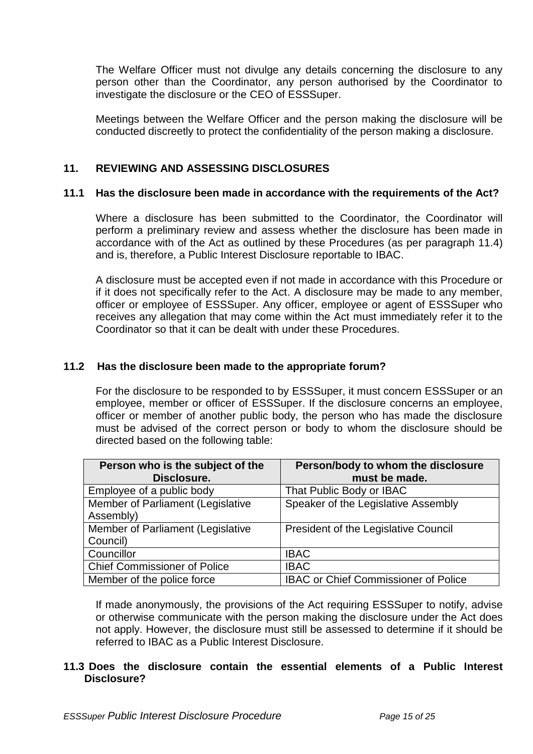The Welfare Officer must not divulge any details concerning the disclosure to any person other than the Coordinator, any person authorised by the Coordinator to investigate the disclosure or the CEO of ESSSuper.

Meetings between the Welfare Officer and the person making the disclosure will be conducted discreetly to protect the confidentiality of the person making a disclosure.

## 11. REVIEWING AND ASSESSING DISCLOSURES

### 11.1 Has the disclosure been made in accordance with the requirements of the Act?

Where a disclosure has been submitted to the Coordinator, the Coordinator will perform a preliminary review and assess whether the disclosure has been made in accordance with of the Act as outlined by these Procedures (as per paragraph 11.4) and is, therefore, a Public Interest Disclosure reportable to IBAC.

A disclosure must be accepted even if not made in accordance with this Procedure or if it does not specifically refer to the Act. A disclosure may be made to any member, officer or employee of ESSSuper. Any officer, employee or agent of ESSSuper who receives any allegation that may come within the Act must immediately refer it to the Coordinator so that it can be dealt with under these Procedures.

### 11.2 Has the disclosure been made to the appropriate forum?

For the disclosure to be responded to by ESSSuper, it must concern ESSSuper or an employee, member or officer of ESSSuper. If the disclosure concerns an employee, officer or member of another public body, the person who has made the disclosure must be advised of the correct person or body to whom the disclosure should be directed based on the following table:

| Person who is the subject of the Disclosure. | Person/body to whom the disclosure must be made. |
|---|---|
| Employee of a public body | That Public Body or IBAC |
| Member of Parliament (Legislative Assembly) | Speaker of the Legislative Assembly |
| Member of Parliament (Legislative Council) | President of the Legislative Council |
| Councillor | IBAC |
| Chief Commissioner of Police | IBAC |
| Member of the police force | IBAC or Chief Commissioner of Police |

If made anonymously, the provisions of the Act requiring ESSSuper to notify, advise or otherwise communicate with the person making the disclosure under the Act does not apply. However, the disclosure must still be assessed to determine if it should be referred to IBAC as a Public Interest Disclosure.

### 11.3 Does the disclosure contain the essential elements of a Public Interest Disclosure?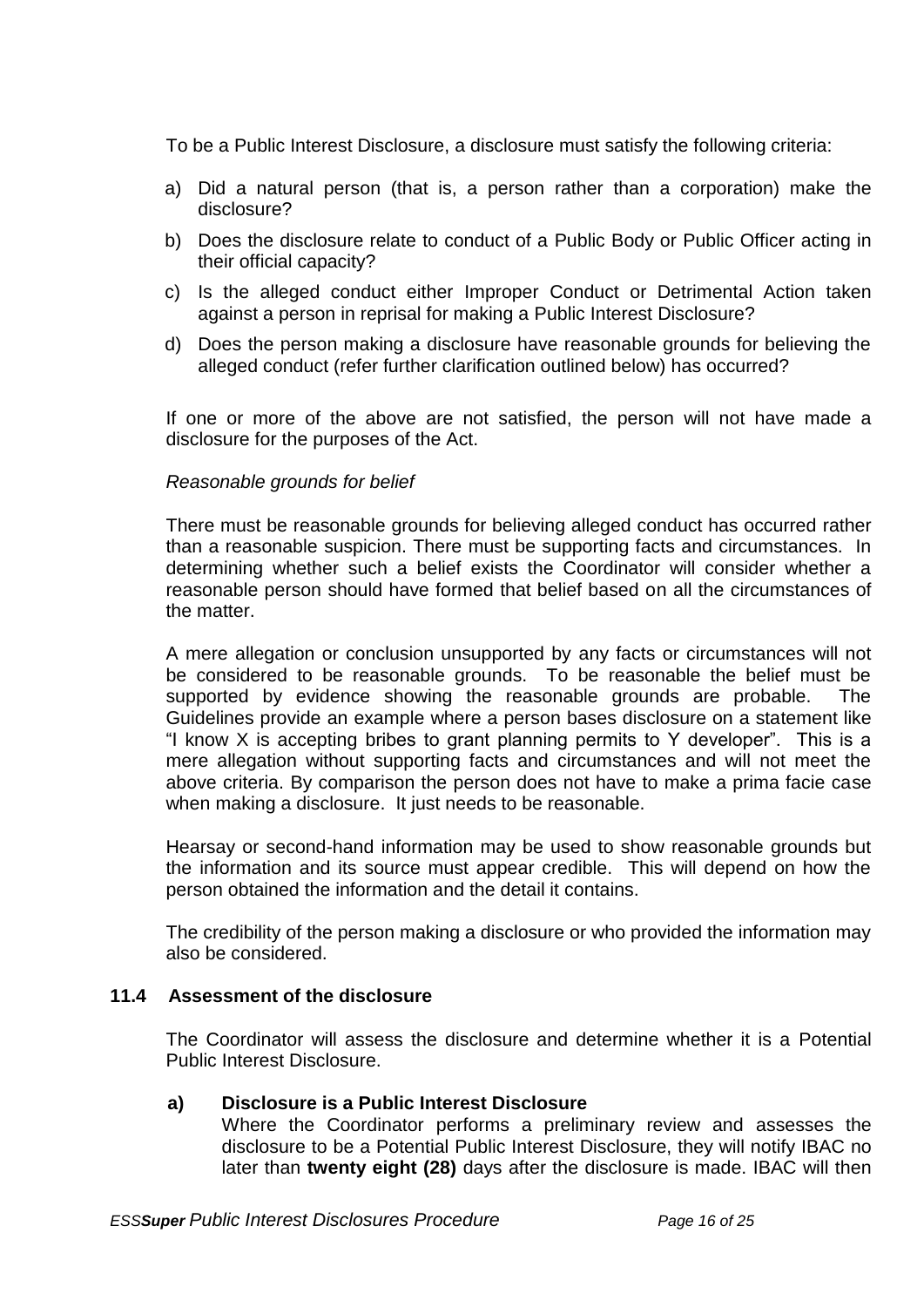To be a Public Interest Disclosure, a disclosure must satisfy the following criteria:

a) Did a natural person (that is, a person rather than a corporation) make the disclosure?

b) Does the disclosure relate to conduct of a Public Body or Public Officer acting in their official capacity?

c) Is the alleged conduct either Improper Conduct or Detrimental Action taken against a person in reprisal for making a Public Interest Disclosure?

d) Does the person making a disclosure have reasonable grounds for believing the alleged conduct (refer further clarification outlined below) has occurred?

If one or more of the above are not satisfied, the person will not have made a disclosure for the purposes of the Act.

*Reasonable grounds for belief*

There must be reasonable grounds for believing alleged conduct has occurred rather than a reasonable suspicion. There must be supporting facts and circumstances. In determining whether such a belief exists the Coordinator will consider whether a reasonable person should have formed that belief based on all the circumstances of the matter.

A mere allegation or conclusion unsupported by any facts or circumstances will not be considered to be reasonable grounds. To be reasonable the belief must be supported by evidence showing the reasonable grounds are probable. The Guidelines provide an example where a person bases disclosure on a statement like "I know X is accepting bribes to grant planning permits to Y developer". This is a mere allegation without supporting facts and circumstances and will not meet the above criteria. By comparison the person does not have to make a prima facie case when making a disclosure. It just needs to be reasonable.

Hearsay or second-hand information may be used to show reasonable grounds but the information and its source must appear credible. This will depend on how the person obtained the information and the detail it contains.

The credibility of the person making a disclosure or who provided the information may also be considered.

### 11.4 Assessment of the disclosure

The Coordinator will assess the disclosure and determine whether it is a Potential Public Interest Disclosure.

**a) Disclosure is a Public Interest Disclosure**

Where the Coordinator performs a preliminary review and assesses the disclosure to be a Potential Public Interest Disclosure, they will notify IBAC no later than **twenty eight (28)** days after the disclosure is made. IBAC will then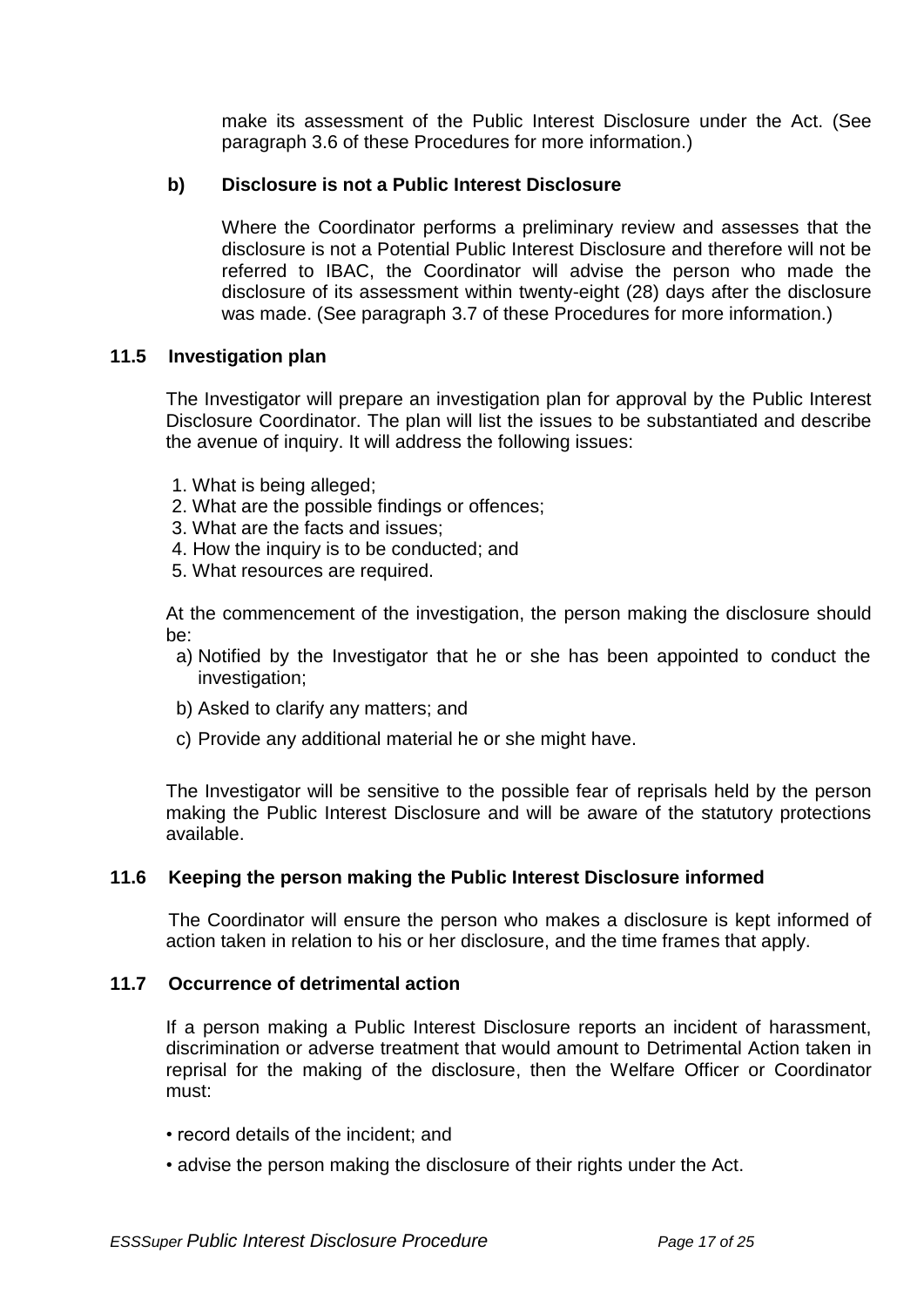make its assessment of the Public Interest Disclosure under the Act. (See paragraph 3.6 of these Procedures for more information.)

**b) Disclosure is not a Public Interest Disclosure**

Where the Coordinator performs a preliminary review and assesses that the disclosure is not a Potential Public Interest Disclosure and therefore will not be referred to IBAC, the Coordinator will advise the person who made the disclosure of its assessment within twenty-eight (28) days after the disclosure was made. (See paragraph 3.7 of these Procedures for more information.)

### 11.5 Investigation plan

The Investigator will prepare an investigation plan for approval by the Public Interest Disclosure Coordinator. The plan will list the issues to be substantiated and describe the avenue of inquiry. It will address the following issues:

1. What is being alleged;
2. What are the possible findings or offences;
3. What are the facts and issues;
4. How the inquiry is to be conducted; and
5. What resources are required.

At the commencement of the investigation, the person making the disclosure should be:

a) Notified by the Investigator that he or she has been appointed to conduct the investigation;

b) Asked to clarify any matters; and

c) Provide any additional material he or she might have.

The Investigator will be sensitive to the possible fear of reprisals held by the person making the Public Interest Disclosure and will be aware of the statutory protections available.

### 11.6 Keeping the person making the Public Interest Disclosure informed

The Coordinator will ensure the person who makes a disclosure is kept informed of action taken in relation to his or her disclosure, and the time frames that apply.

### 11.7 Occurrence of detrimental action

If a person making a Public Interest Disclosure reports an incident of harassment, discrimination or adverse treatment that would amount to Detrimental Action taken in reprisal for the making of the disclosure, then the Welfare Officer or Coordinator must:

- record details of the incident; and
- advise the person making the disclosure of their rights under the Act.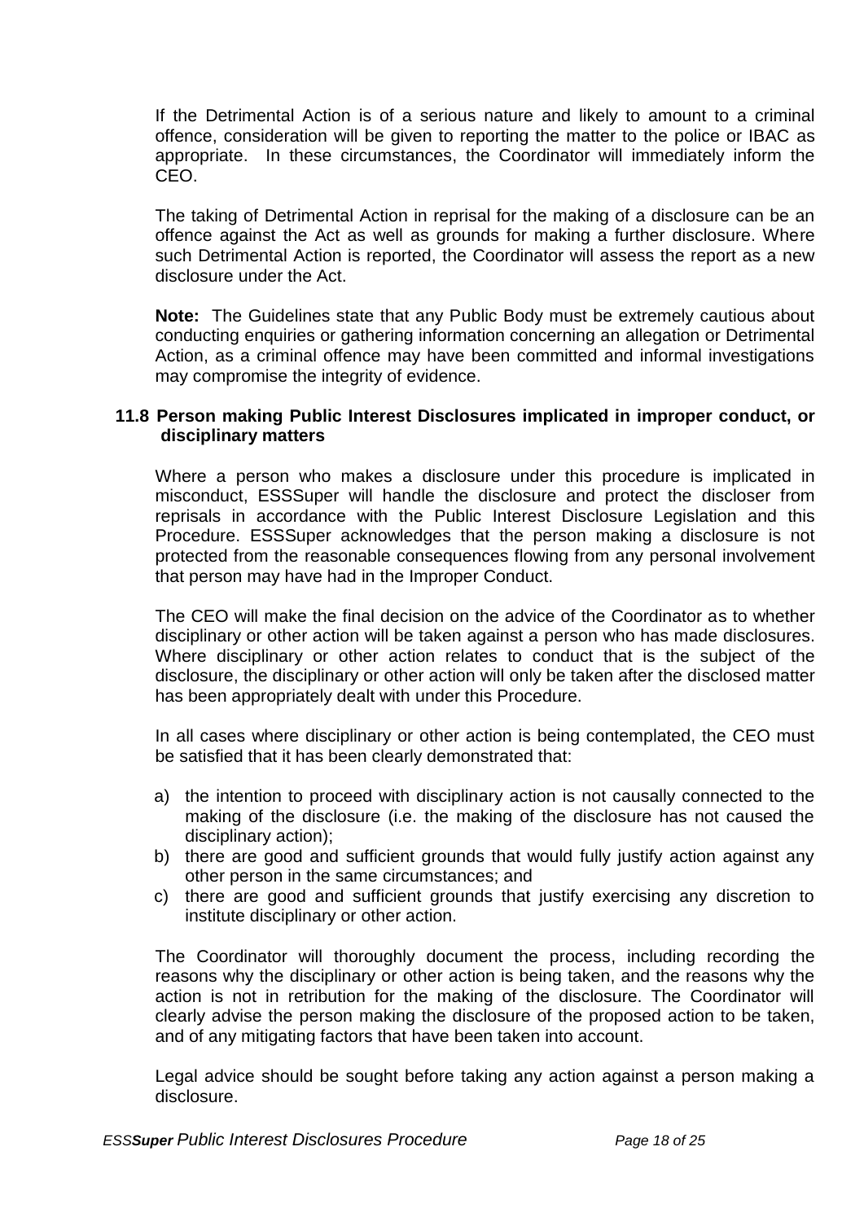If the Detrimental Action is of a serious nature and likely to amount to a criminal offence, consideration will be given to reporting the matter to the police or IBAC as appropriate. In these circumstances, the Coordinator will immediately inform the CEO.

The taking of Detrimental Action in reprisal for the making of a disclosure can be an offence against the Act as well as grounds for making a further disclosure. Where such Detrimental Action is reported, the Coordinator will assess the report as a new disclosure under the Act.

**Note:** The Guidelines state that any Public Body must be extremely cautious about conducting enquiries or gathering information concerning an allegation or Detrimental Action, as a criminal offence may have been committed and informal investigations may compromise the integrity of evidence.

### 11.8 Person making Public Interest Disclosures implicated in improper conduct, or disciplinary matters

Where a person who makes a disclosure under this procedure is implicated in misconduct, ESSSuper will handle the disclosure and protect the discloser from reprisals in accordance with the Public Interest Disclosure Legislation and this Procedure. ESSSuper acknowledges that the person making a disclosure is not protected from the reasonable consequences flowing from any personal involvement that person may have had in the Improper Conduct.

The CEO will make the final decision on the advice of the Coordinator as to whether disciplinary or other action will be taken against a person who has made disclosures. Where disciplinary or other action relates to conduct that is the subject of the disclosure, the disciplinary or other action will only be taken after the disclosed matter has been appropriately dealt with under this Procedure.

In all cases where disciplinary or other action is being contemplated, the CEO must be satisfied that it has been clearly demonstrated that:

a) the intention to proceed with disciplinary action is not causally connected to the making of the disclosure (i.e. the making of the disclosure has not caused the disciplinary action);
b) there are good and sufficient grounds that would fully justify action against any other person in the same circumstances; and
c) there are good and sufficient grounds that justify exercising any discretion to institute disciplinary or other action.

The Coordinator will thoroughly document the process, including recording the reasons why the disciplinary or other action is being taken, and the reasons why the action is not in retribution for the making of the disclosure. The Coordinator will clearly advise the person making the disclosure of the proposed action to be taken, and of any mitigating factors that have been taken into account.

Legal advice should be sought before taking any action against a person making a disclosure.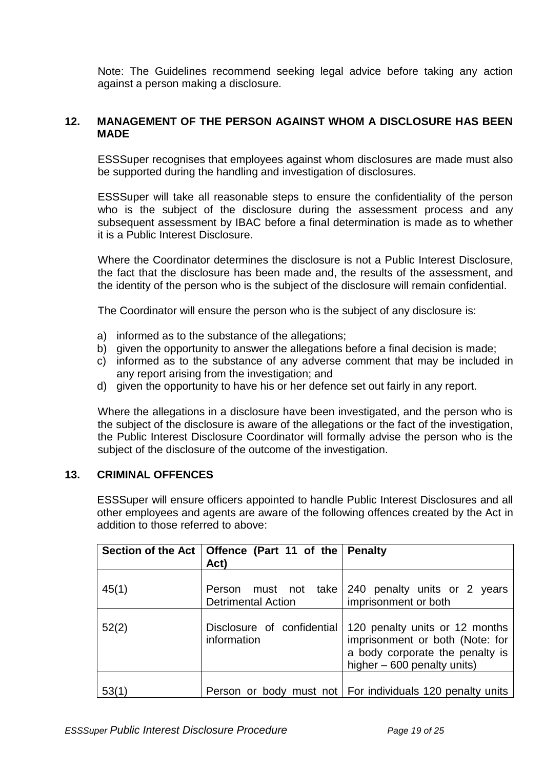Note: The Guidelines recommend seeking legal advice before taking any action against a person making a disclosure.

## 12. MANAGEMENT OF THE PERSON AGAINST WHOM A DISCLOSURE HAS BEEN MADE

ESSSuper recognises that employees against whom disclosures are made must also be supported during the handling and investigation of disclosures.

ESSSuper will take all reasonable steps to ensure the confidentiality of the person who is the subject of the disclosure during the assessment process and any subsequent assessment by IBAC before a final determination is made as to whether it is a Public Interest Disclosure.

Where the Coordinator determines the disclosure is not a Public Interest Disclosure, the fact that the disclosure has been made and, the results of the assessment, and the identity of the person who is the subject of the disclosure will remain confidential.

The Coordinator will ensure the person who is the subject of any disclosure is:

a) informed as to the substance of the allegations;
b) given the opportunity to answer the allegations before a final decision is made;
c) informed as to the substance of any adverse comment that may be included in any report arising from the investigation; and
d) given the opportunity to have his or her defence set out fairly in any report.

Where the allegations in a disclosure have been investigated, and the person who is the subject of the disclosure is aware of the allegations or the fact of the investigation, the Public Interest Disclosure Coordinator will formally advise the person who is the subject of the disclosure of the outcome of the investigation.

## 13. CRIMINAL OFFENCES

ESSSuper will ensure officers appointed to handle Public Interest Disclosures and all other employees and agents are aware of the following offences created by the Act in addition to those referred to above:

| Section of the Act | Offence (Part 11 of the Act) | Penalty |
|---|---|---|
| 45(1) | Person must not take Detrimental Action | 240 penalty units or 2 years imprisonment or both |
| 52(2) | Disclosure of confidential information | 120 penalty units or 12 months imprisonment or both (Note: for a body corporate the penalty is higher – 600 penalty units) |
| 53(1) | Person or body must not | For individuals 120 penalty units |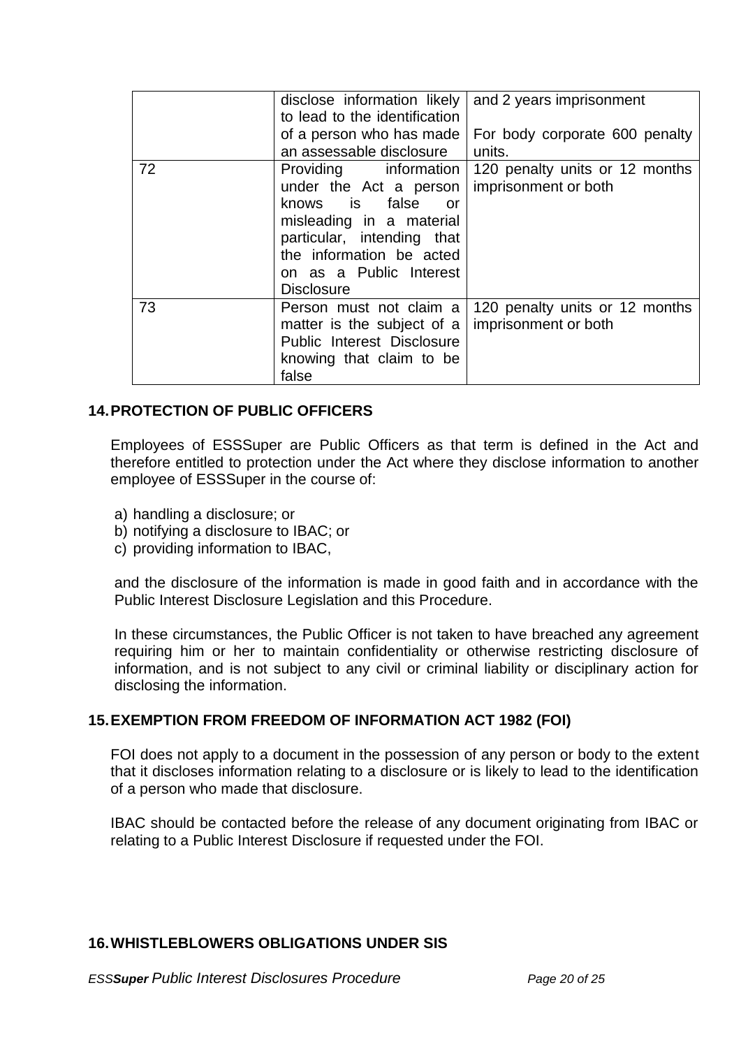| | | |
|---|---|---|
| | disclose information likely to lead to the identification of a person who has made an assessable disclosure | and 2 years imprisonment<br><br>For body corporate 600 penalty units. |
| 72 | Providing information under the Act a person knows is false or misleading in a material particular, intending that the information be acted on as a Public Interest Disclosure | 120 penalty units or 12 months imprisonment or both |
| 73 | Person must not claim a matter is the subject of a Public Interest Disclosure knowing that claim to be false | 120 penalty units or 12 months imprisonment or both |

## 14. PROTECTION OF PUBLIC OFFICERS

Employees of ESSSuper are Public Officers as that term is defined in the Act and therefore entitled to protection under the Act where they disclose information to another employee of ESSSuper in the course of:

a) handling a disclosure; or
b) notifying a disclosure to IBAC; or
c) providing information to IBAC,

and the disclosure of the information is made in good faith and in accordance with the Public Interest Disclosure Legislation and this Procedure.

In these circumstances, the Public Officer is not taken to have breached any agreement requiring him or her to maintain confidentiality or otherwise restricting disclosure of information, and is not subject to any civil or criminal liability or disciplinary action for disclosing the information.

## 15. EXEMPTION FROM FREEDOM OF INFORMATION ACT 1982 (FOI)

FOI does not apply to a document in the possession of any person or body to the extent that it discloses information relating to a disclosure or is likely to lead to the identification of a person who made that disclosure.

IBAC should be contacted before the release of any document originating from IBAC or relating to a Public Interest Disclosure if requested under the FOI.

## 16. WHISTLEBLOWERS OBLIGATIONS UNDER SIS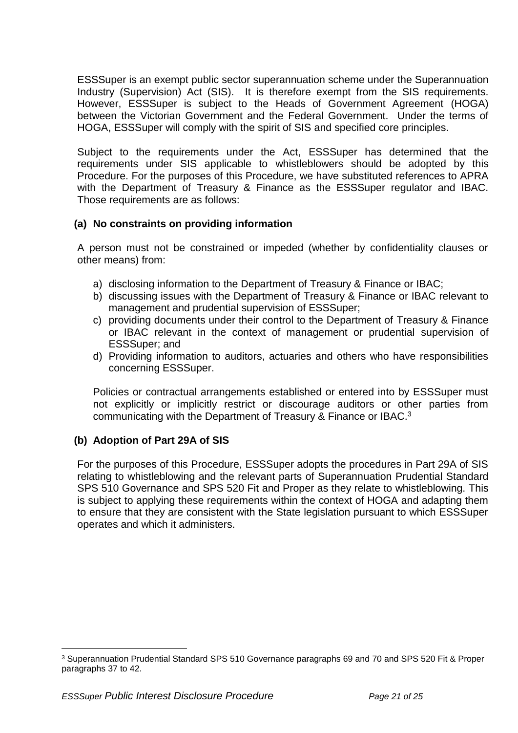ESSSuper is an exempt public sector superannuation scheme under the Superannuation Industry (Supervision) Act (SIS). It is therefore exempt from the SIS requirements. However, ESSSuper is subject to the Heads of Government Agreement (HOGA) between the Victorian Government and the Federal Government. Under the terms of HOGA, ESSSuper will comply with the spirit of SIS and specified core principles.

Subject to the requirements under the Act, ESSSuper has determined that the requirements under SIS applicable to whistleblowers should be adopted by this Procedure. For the purposes of this Procedure, we have substituted references to APRA with the Department of Treasury & Finance as the ESSSuper regulator and IBAC. Those requirements are as follows:

**(a) No constraints on providing information**

A person must not be constrained or impeded (whether by confidentiality clauses or other means) from:

a) disclosing information to the Department of Treasury & Finance or IBAC;
b) discussing issues with the Department of Treasury & Finance or IBAC relevant to management and prudential supervision of ESSSuper;
c) providing documents under their control to the Department of Treasury & Finance or IBAC relevant in the context of management or prudential supervision of ESSSuper; and
d) Providing information to auditors, actuaries and others who have responsibilities concerning ESSSuper.

Policies or contractual arrangements established or entered into by ESSSuper must not explicitly or implicitly restrict or discourage auditors or other parties from communicating with the Department of Treasury & Finance or IBAC.[3]

**(b) Adoption of Part 29A of SIS**

For the purposes of this Procedure, ESSSuper adopts the procedures in Part 29A of SIS relating to whistleblowing and the relevant parts of Superannuation Prudential Standard SPS 510 Governance and SPS 520 Fit and Proper as they relate to whistleblowing. This is subject to applying these requirements within the context of HOGA and adapting them to ensure that they are consistent with the State legislation pursuant to which ESSSuper operates and which it administers.

[3] Superannuation Prudential Standard SPS 510 Governance paragraphs 69 and 70 and SPS 520 Fit & Proper paragraphs 37 to 42.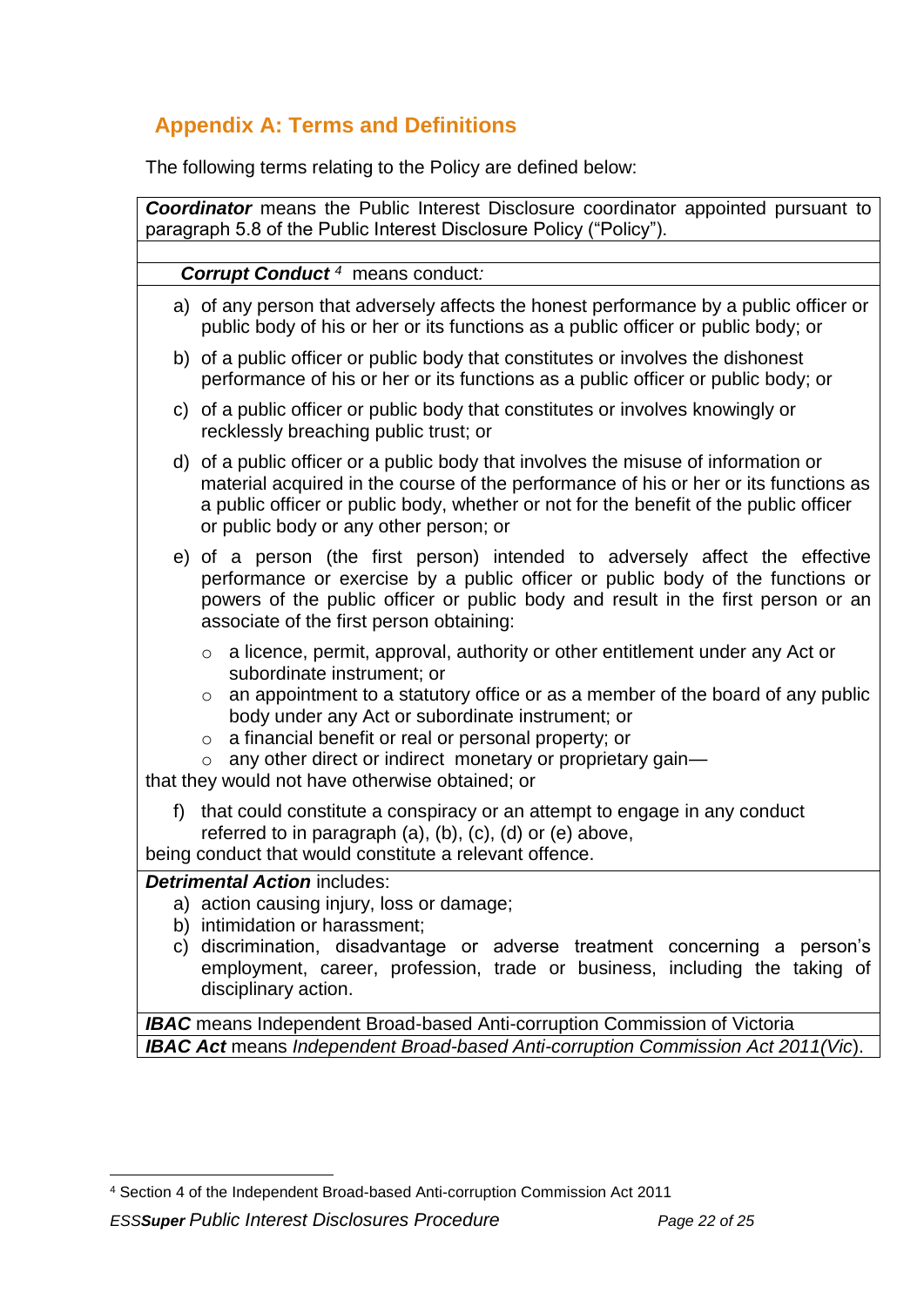## Appendix A: Terms and Definitions

The following terms relating to the Policy are defined below:

***Coordinator*** means the Public Interest Disclosure coordinator appointed pursuant to paragraph 5.8 of the Public Interest Disclosure Policy ("Policy").

***Corrupt Conduct*** [4] means conduct:

a) of any person that adversely affects the honest performance by a public officer or public body of his or her or its functions as a public officer or public body; or

b) of a public officer or public body that constitutes or involves the dishonest performance of his or her or its functions as a public officer or public body; or

c) of a public officer or public body that constitutes or involves knowingly or recklessly breaching public trust; or

d) of a public officer or a public body that involves the misuse of information or material acquired in the course of the performance of his or her or its functions as a public officer or public body, whether or not for the benefit of the public officer or public body or any other person; or

e) of a person (the first person) intended to adversely affect the effective performance or exercise by a public officer or public body of the functions or powers of the public officer or public body and result in the first person or an associate of the first person obtaining:

   - a licence, permit, approval, authority or other entitlement under any Act or subordinate instrument; or
   - an appointment to a statutory office or as a member of the board of any public body under any Act or subordinate instrument; or
   - a financial benefit or real or personal property; or
   - any other direct or indirect monetary or proprietary gain—

that they would not have otherwise obtained; or

f) that could constitute a conspiracy or an attempt to engage in any conduct referred to in paragraph (a), (b), (c), (d) or (e) above,

being conduct that would constitute a relevant offence.

***Detrimental Action*** includes:

a) action causing injury, loss or damage;
b) intimidation or harassment;
c) discrimination, disadvantage or adverse treatment concerning a person's employment, career, profession, trade or business, including the taking of disciplinary action.

***IBAC*** means Independent Broad-based Anti-corruption Commission of Victoria

***IBAC Act*** means *Independent Broad-based Anti-corruption Commission Act 2011(Vic)*.

---

[4] Section 4 of the Independent Broad-based Anti-corruption Commission Act 2011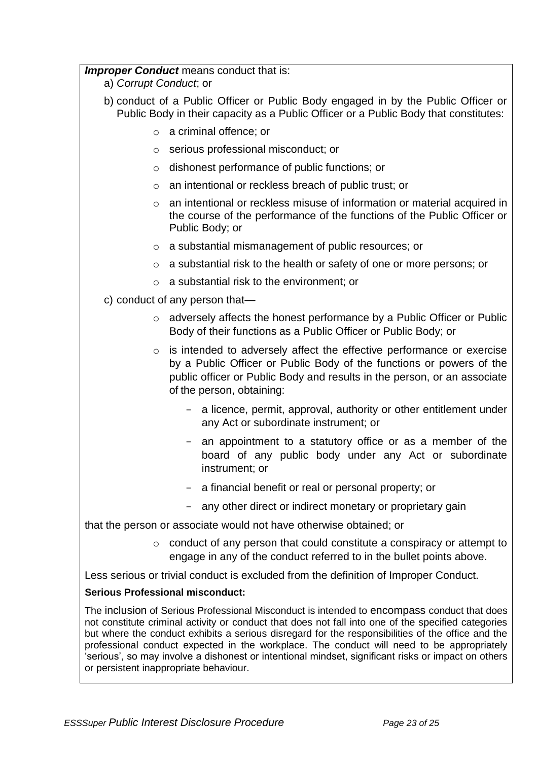***Improper Conduct*** means conduct that is:

a) *Corrupt Conduct*; or

b) conduct of a Public Officer or Public Body engaged in by the Public Officer or Public Body in their capacity as a Public Officer or a Public Body that constitutes:

- a criminal offence; or
- serious professional misconduct; or
- dishonest performance of public functions; or
- an intentional or reckless breach of public trust; or
- an intentional or reckless misuse of information or material acquired in the course of the performance of the functions of the Public Officer or Public Body; or
- a substantial mismanagement of public resources; or
- a substantial risk to the health or safety of one or more persons; or
- a substantial risk to the environment; or

c) conduct of any person that—

- adversely affects the honest performance by a Public Officer or Public Body of their functions as a Public Officer or Public Body; or
- is intended to adversely affect the effective performance or exercise by a Public Officer or Public Body of the functions or powers of the public officer or Public Body and results in the person, or an associate of the person, obtaining:
  - a licence, permit, approval, authority or other entitlement under any Act or subordinate instrument; or
  - an appointment to a statutory office or as a member of the board of any public body under any Act or subordinate instrument; or
  - a financial benefit or real or personal property; or
  - any other direct or indirect monetary or proprietary gain

that the person or associate would not have otherwise obtained; or

- conduct of any person that could constitute a conspiracy or attempt to engage in any of the conduct referred to in the bullet points above.

Less serious or trivial conduct is excluded from the definition of Improper Conduct.

**Serious Professional misconduct:**

The inclusion of Serious Professional Misconduct is intended to encompass conduct that does not constitute criminal activity or conduct that does not fall into one of the specified categories but where the conduct exhibits a serious disregard for the responsibilities of the office and the professional conduct expected in the workplace. The conduct will need to be appropriately 'serious', so may involve a dishonest or intentional mindset, significant risks or impact on others or persistent inappropriate behaviour.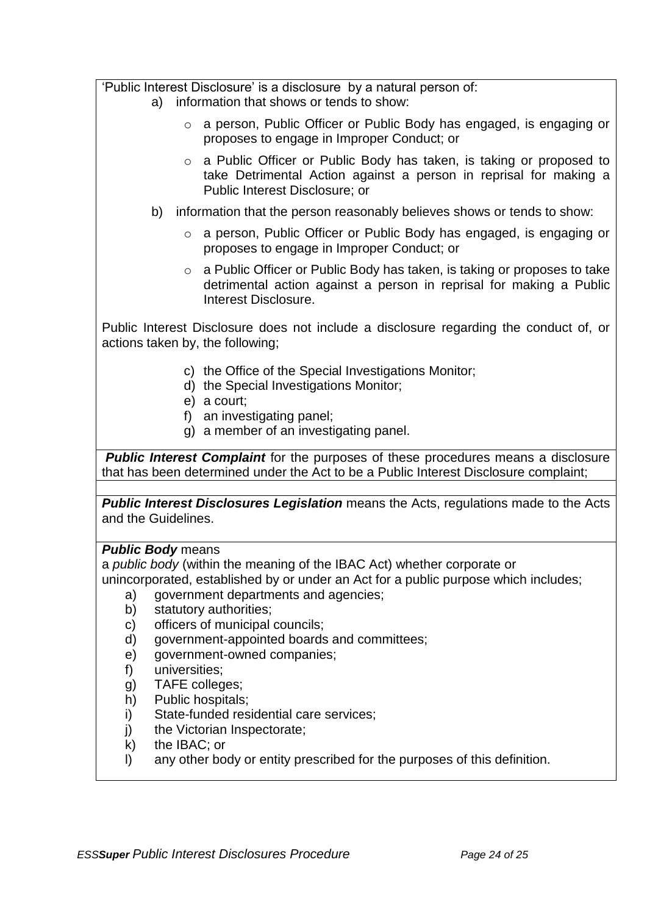'Public Interest Disclosure' is a disclosure by a natural person of:

a) information that shows or tends to show:
   - a person, Public Officer or Public Body has engaged, is engaging or proposes to engage in Improper Conduct; or
   - a Public Officer or Public Body has taken, is taking or proposed to take Detrimental Action against a person in reprisal for making a Public Interest Disclosure; or

b) information that the person reasonably believes shows or tends to show:
   - a person, Public Officer or Public Body has engaged, is engaging or proposes to engage in Improper Conduct; or
   - a Public Officer or Public Body has taken, is taking or proposes to take detrimental action against a person in reprisal for making a Public Interest Disclosure.

Public Interest Disclosure does not include a disclosure regarding the conduct of, or actions taken by, the following;

c) the Office of the Special Investigations Monitor;
d) the Special Investigations Monitor;
e) a court;
f) an investigating panel;
g) a member of an investigating panel.

***Public Interest Complaint*** for the purposes of these procedures means a disclosure that has been determined under the Act to be a Public Interest Disclosure complaint;

***Public Interest Disclosures Legislation*** means the Acts, regulations made to the Acts and the Guidelines.

***Public Body*** means
a *public body* (within the meaning of the IBAC Act) whether corporate or unincorporated, established by or under an Act for a public purpose which includes;

a) government departments and agencies;
b) statutory authorities;
c) officers of municipal councils;
d) government-appointed boards and committees;
e) government-owned companies;
f) universities;
g) TAFE colleges;
h) Public hospitals;
i) State-funded residential care services;
j) the Victorian Inspectorate;
k) the IBAC; or
l) any other body or entity prescribed for the purposes of this definition.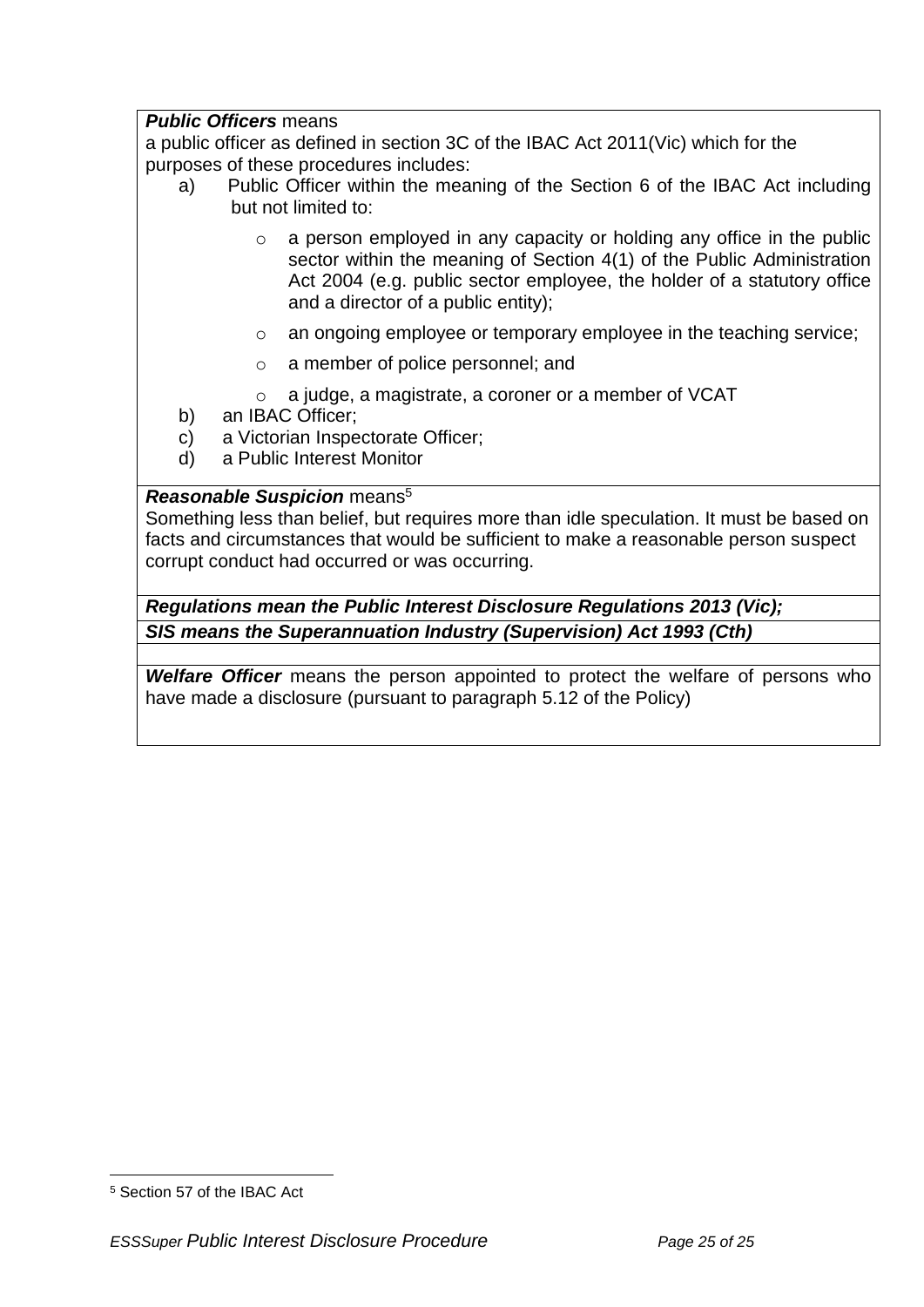| | 
|---|
| ***Public Officers*** means<br>a public officer as defined in section 3C of the IBAC Act 2011(Vic) which for the purposes of these procedures includes:<br>a) Public Officer within the meaning of the Section 6 of the IBAC Act including but not limited to:<br>&nbsp;&nbsp;&nbsp;&nbsp;o a person employed in any capacity or holding any office in the public sector within the meaning of Section 4(1) of the Public Administration Act 2004 (e.g. public sector employee, the holder of a statutory office and a director of a public entity);<br>&nbsp;&nbsp;&nbsp;&nbsp;o an ongoing employee or temporary employee in the teaching service;<br>&nbsp;&nbsp;&nbsp;&nbsp;o a member of police personnel; and<br>&nbsp;&nbsp;&nbsp;&nbsp;o a judge, a magistrate, a coroner or a member of VCAT<br>b) an IBAC Officer;<br>c) a Victorian Inspectorate Officer;<br>d) a Public Interest Monitor |
| ***Reasonable Suspicion*** means[5]<br>Something less than belief, but requires more than idle speculation. It must be based on facts and circumstances that would be sufficient to make a reasonable person suspect corrupt conduct had occurred or was occurring. |
| ***Regulations mean the Public Interest Disclosure Regulations 2013 (Vic);*** |
| ***SIS means the Superannuation Industry (Supervision) Act 1993 (Cth)*** |
| |
| ***Welfare Officer*** means the person appointed to protect the welfare of persons who have made a disclosure (pursuant to paragraph 5.12 of the Policy) |

[5] Section 57 of the IBAC Act